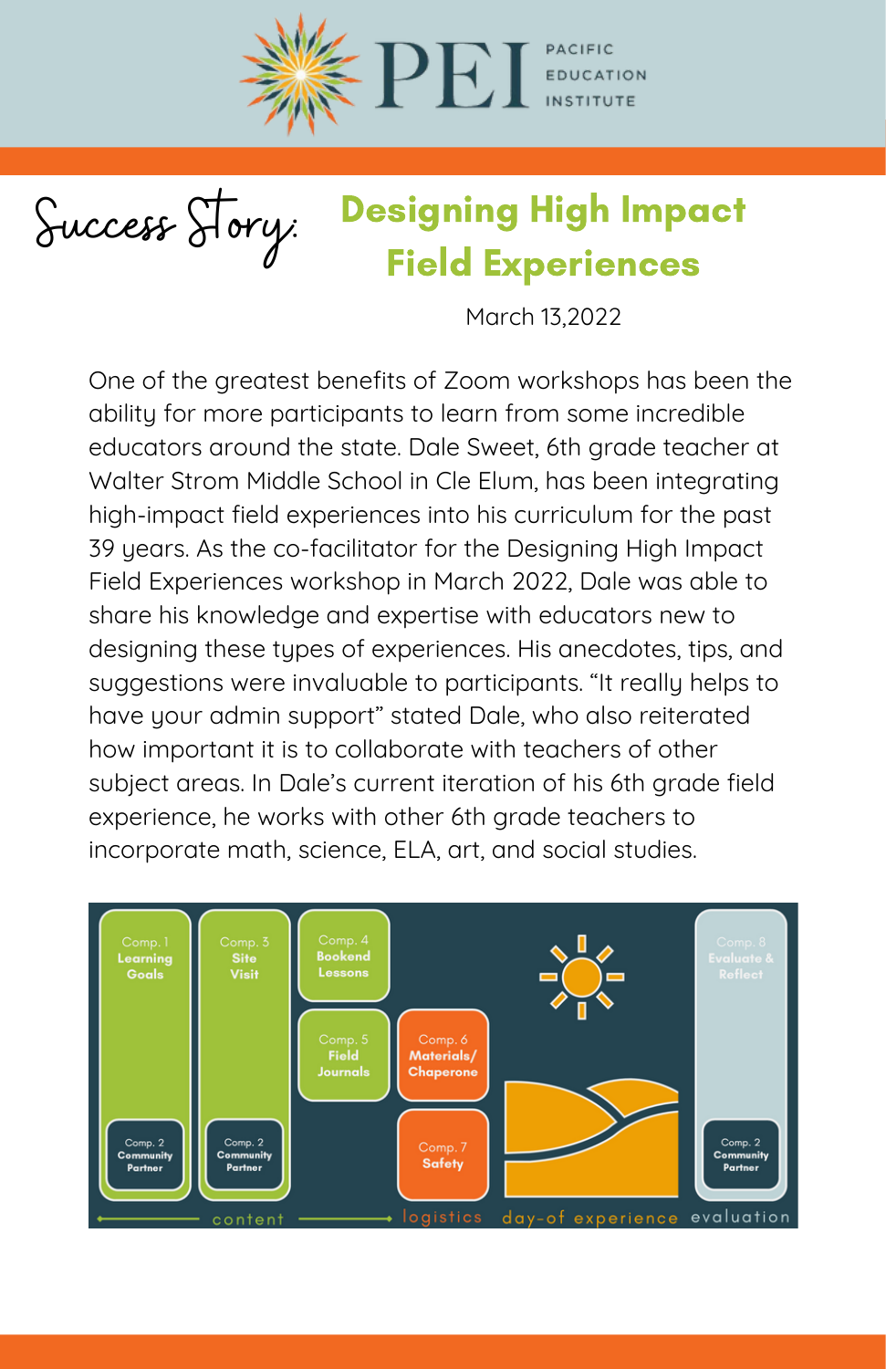# PEI — Pacific Education Institute

## Success Story: Designing High Impact Field Experiences

March 13,2022

One of the greatest benefits of Zoom workshops has been the ability for more participants to learn from some incredible educators around the state. Dale Sweet, 6th grade teacher at Walter Strom Middle School in Cle Elum, has been integrating high-impact field experiences into his curriculum for the past 39 years. As the co-facilitator for the Designing High Impact Field Experiences workshop in March 2022, Dale was able to share his knowledge and expertise with educators new to designing these types of experiences. His anecdotes, tips, and suggestions were invaluable to participants. "It really helps to have your admin support" stated Dale, who also reiterated how important it is to collaborate with teachers of other subject areas. In Dale's current iteration of his 6th grade field experience, he works with other 6th grade teachers to incorporate math, science, ELA, art, and social studies.

Comp. 1 Learning Goals | Comp. 2 Community Partner | Comp. 3 Site Visit | Comp. 2 Community Partner | Comp. 4 Bookend Lessons | Comp. 5 Field Journals | Comp. 6 Materials/ Chaperone | Comp. 7 Safety | Comp. 8 Evaluate & Reflect | Comp. 2 Community Partner

content — logistics — day-of experience — evaluation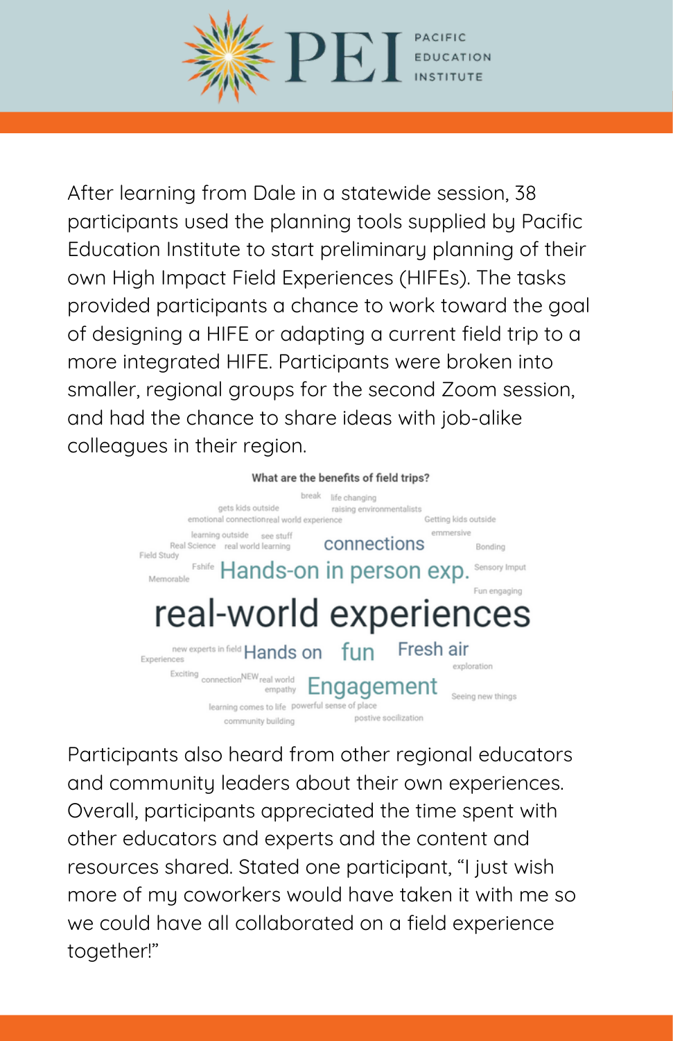After learning from Dale in a statewide session, 38 participants used the planning tools supplied by Pacific Education Institute to start preliminary planning of their own High Impact Field Experiences (HIFEs). The tasks provided participants a chance to work toward the goal of designing a HIFE or adapting a current field trip to a more integrated HIFE. Participants were broken into smaller, regional groups for the second Zoom session, and had the chance to share ideas with job-alike colleagues in their region.

What are the benefits of field trips?

break
life changing
gets kids outside
raising environmentalists
emotional connection
real world experience
Getting kids outside
learning outside
see stuff
emmersive
Real Science
real world learning
connections
Bonding
Field Study
Fshife
Hands-on in person exp.
Sensory Imput
Memorable
Fun engaging
real-world experiences
new experts in field
Hands on
fun
Fresh air
Experiences
exploration
Exciting
connection
NEW
real world
empathy
Engagement
Seeing new things
learning comes to life
powerful sense of place
community building
postive socilization

Participants also heard from other regional educators and community leaders about their own experiences. Overall, participants appreciated the time spent with other educators and experts and the content and resources shared. Stated one participant, "I just wish more of my coworkers would have taken it with me so we could have all collaborated on a field experience together!"